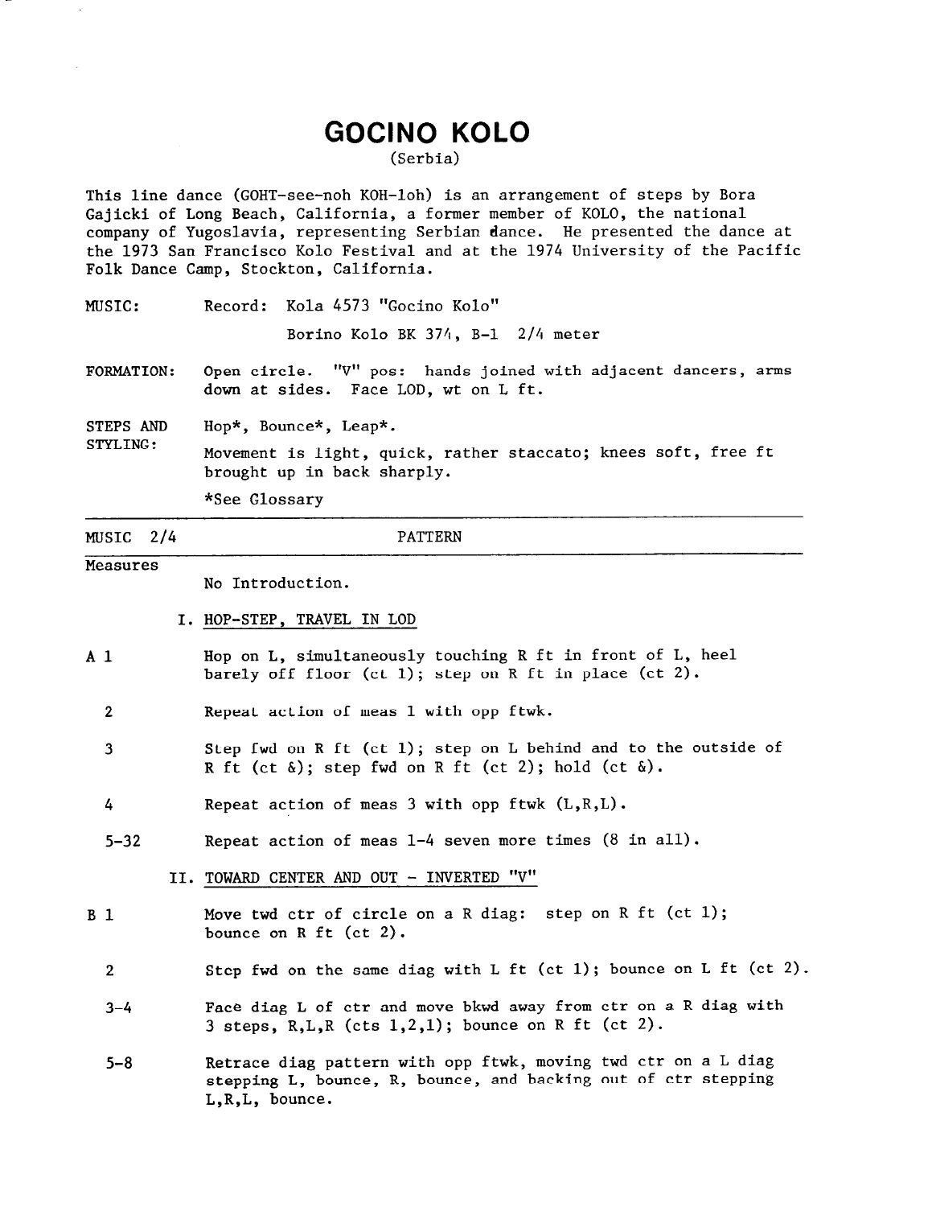# GOCINO KOLO

(Serbia)

This line dance (GOHT-see-noh KOH-loh) is an arrangement of steps by Bora Gajicki of Long Beach, California, a former member of KOLO, the national company of Yugoslavia, representing Serbian dance. He presented the dance at the 1973 San Francisco Kolo Festival and at the 1974 University of the Pacific Folk Dance Camp, Stockton, California.

MUSIC: Record: Kola 4573 "Gocino Kolo"
Borino Kolo BK 374, B-1 2/4 meter

FORMATION: Open circle. "V" pos: hands joined with adjacent dancers, arms down at sides. Face LOD, wt on L ft.

STEPS AND STYLING: Hop*, Bounce*, Leap*.

Movement is light, quick, rather staccato; knees soft, free ft brought up in back sharply.

*See Glossary

---

MUSIC 2/4 — PATTERN

Measures

No Introduction.

## I. HOP-STEP, TRAVEL IN LOD

A 1 — Hop on L, simultaneously touching R ft in front of L, heel barely off floor (ct 1); step on R ft in place (ct 2).

2 — Repeat action of meas 1 with opp ftwk.

3 — Step fwd on R ft (ct 1); step on L behind and to the outside of R ft (ct &); step fwd on R ft (ct 2); hold (ct &).

4 — Repeat action of meas 3 with opp ftwk (L,R,L).

5-32 — Repeat action of meas 1-4 seven more times (8 in all).

## II. TOWARD CENTER AND OUT - INVERTED "V"

B 1 — Move twd ctr of circle on a R diag: step on R ft (ct 1); bounce on R ft (ct 2).

2 — Step fwd on the same diag with L ft (ct 1); bounce on L ft (ct 2).

3-4 — Face diag L of ctr and move bkwd away from ctr on a R diag with 3 steps, R,L,R (cts 1,2,1); bounce on R ft (ct 2).

5-8 — Retrace diag pattern with opp ftwk, moving twd ctr on a L diag stepping L, bounce, R, bounce, and backing out of ctr stepping L,R,L, bounce.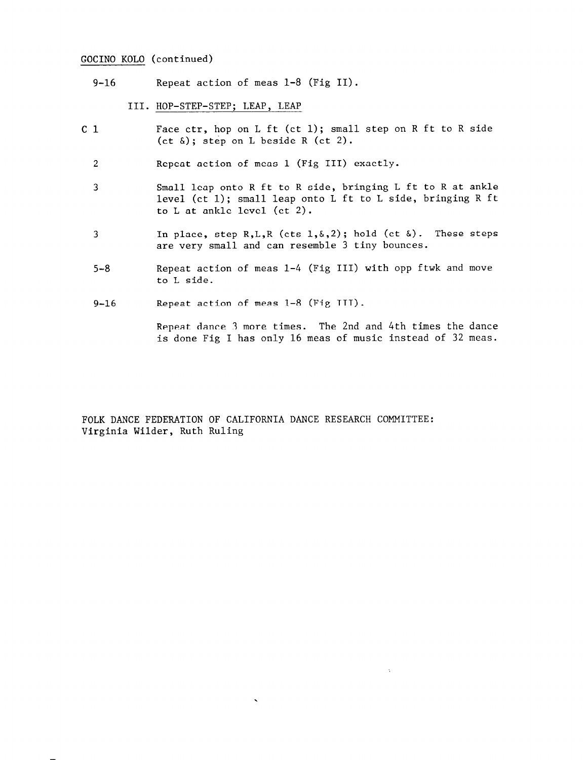GOCINO KOLO (continued)

| | |
|---|---|
| 9-16 | Repeat action of meas 1-8 (Fig II). |

III. HOP-STEP-STEP; LEAP, LEAP

| | |
|---|---|
| C 1 | Face ctr, hop on L ft (ct 1); small step on R ft to R side (ct &); step on L beside R (ct 2). |
| 2 | Repeat action of meas 1 (Fig III) exactly. |
| 3 | Small leap onto R ft to R side, bringing L ft to R at ankle level (ct 1); small leap onto L ft to L side, bringing R ft to L at ankle level (ct 2). |
| 3 | In place, step R,L,R (cts 1,&,2); hold (ct &). These steps are very small and can resemble 3 tiny bounces. |
| 5-8 | Repeat action of meas 1-4 (Fig III) with opp ftwk and move to L side. |
| 9-16 | Repeat action of meas 1-8 (Fig III). |

Repeat dance 3 more times. The 2nd and 4th times the dance is done Fig I has only 16 meas of music instead of 32 meas.

FOLK DANCE FEDERATION OF CALIFORNIA DANCE RESEARCH COMMITTEE:
Virginia Wilder, Ruth Ruling